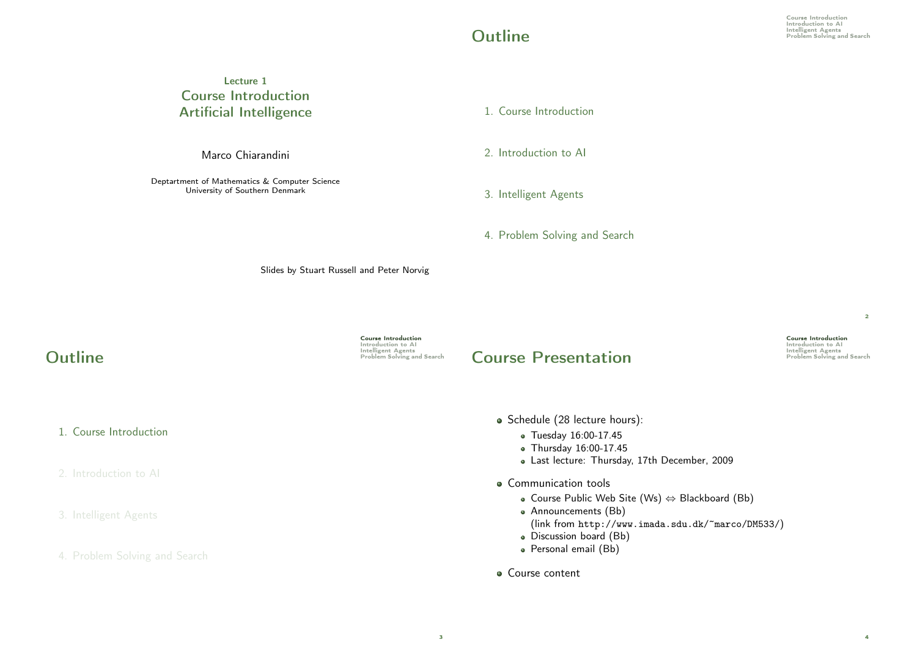Lecture 1

# Course Introduction
# Artificial Intelligence

Marco Chiarandini

Deptartment of Mathematics & Computer Science
University of Southern Denmark

Slides by Stuart Russell and Peter Norvig

## Outline

1. Course Introduction
2. Introduction to AI
3. Intelligent Agents
4. Problem Solving and Search

## Outline

1. Course Introduction
2. Introduction to AI
3. Intelligent Agents
4. Problem Solving and Search

## Course Presentation

- Schedule (28 lecture hours):
  - Tuesday 16:00-17.45
  - Thursday 16:00-17.45
  - Last lecture: Thursday, 17th December, 2009
- Communication tools
  - Course Public Web Site (Ws) ⇔ Blackboard (Bb)
  - Announcements (Bb)
    (link from `http://www.imada.sdu.dk/~marco/DM533/`)
  - Discussion board (Bb)
  - Personal email (Bb)
- Course content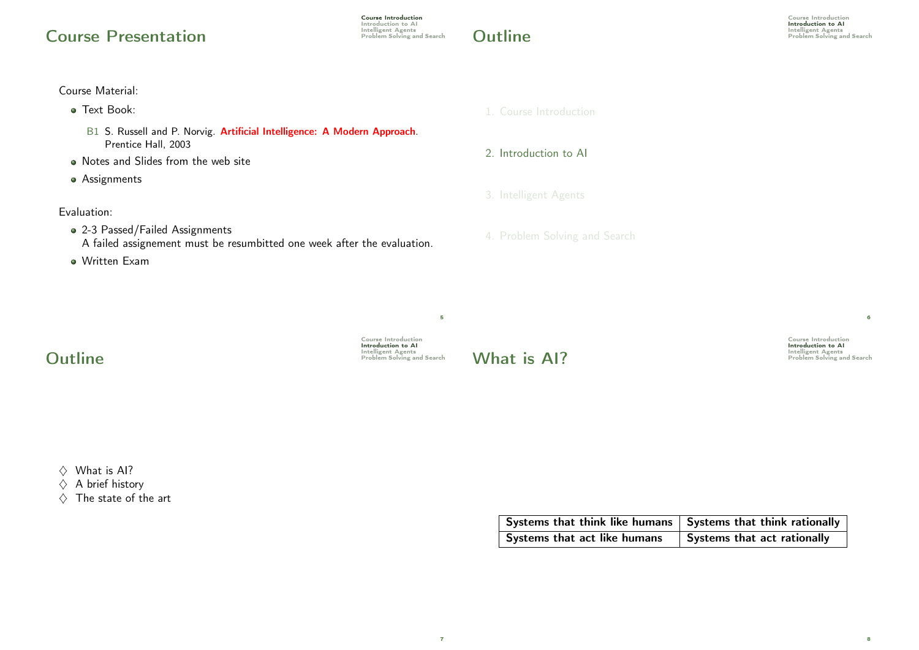## Course Presentation

Course Material:

- Text Book:

  B1 S. Russell and P. Norvig. **Artificial Intelligence: A Modern Approach**. Prentice Hall, 2003

- Notes and Slides from the web site
- Assignments

Evaluation:

- 2-3 Passed/Failed Assignments
  A failed assignement must be resumbitted one week after the evaluation.
- Written Exam

## Outline

1. Course Introduction
2. Introduction to AI
3. Intelligent Agents
4. Problem Solving and Search

## Outline

♢ What is AI?
♢ A brief history
♢ The state of the art

## What is AI?

| Systems that think like humans | Systems that think rationally |
|---|---|
| Systems that act like humans | Systems that act rationally |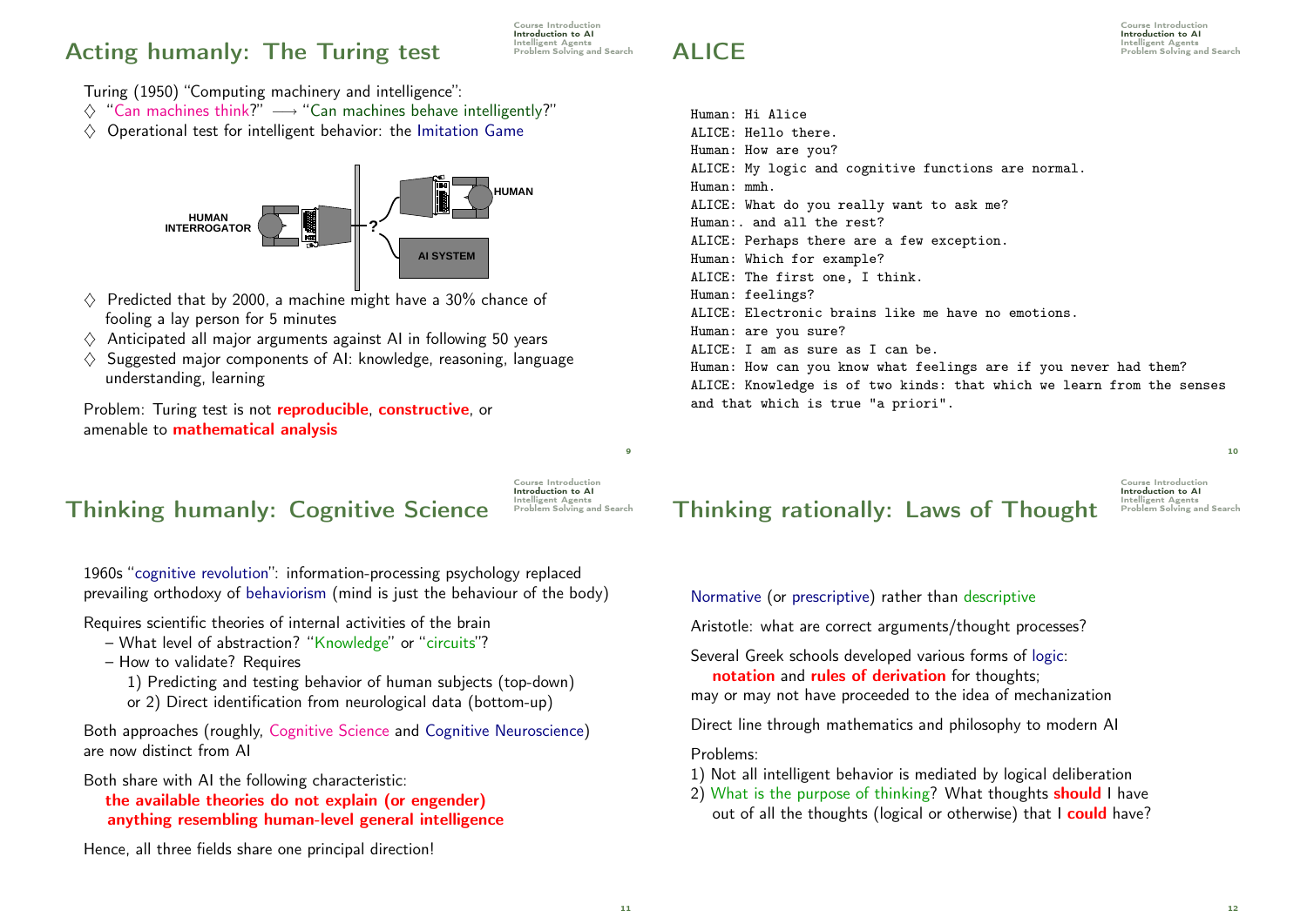## Acting humanly: The Turing test

Turing (1950) "Computing machinery and intelligence":

- ◊ "Can machines think?" ⟶ "Can machines behave intelligently?"
- ◊ Operational test for intelligent behavior: the Imitation Game

HUMAN INTERROGATOR ? HUMAN AI SYSTEM

- ◊ Predicted that by 2000, a machine might have a 30% chance of fooling a lay person for 5 minutes
- ◊ Anticipated all major arguments against AI in following 50 years
- ◊ Suggested major components of AI: knowledge, reasoning, language understanding, learning

Problem: Turing test is not **reproducible**, **constructive**, or amenable to **mathematical analysis**

## ALICE

```
Human: Hi Alice
ALICE: Hello there.
Human: How are you?
ALICE: My logic and cognitive functions are normal.
Human: mmh.
ALICE: What do you really want to ask me?
Human:. and all the rest?
ALICE: Perhaps there are a few exception.
Human: Which for example?
ALICE: The first one, I think.
Human: feelings?
ALICE: Electronic brains like me have no emotions.
Human: are you sure?
ALICE: I am as sure as I can be.
Human: How can you know what feelings are if you never had them?
ALICE: Knowledge is of two kinds: that which we learn from the senses
and that which is true "a priori".
```

## Thinking humanly: Cognitive Science

1960s "cognitive revolution": information-processing psychology replaced prevailing orthodoxy of behaviorism (mind is just the behaviour of the body)

Requires scientific theories of internal activities of the brain

- What level of abstraction? "Knowledge" or "circuits"?
- How to validate? Requires
  1) Predicting and testing behavior of human subjects (top-down)
  or 2) Direct identification from neurological data (bottom-up)

Both approaches (roughly, Cognitive Science and Cognitive Neuroscience) are now distinct from AI

Both share with AI the following characteristic:
**the available theories do not explain (or engender) anything resembling human-level general intelligence**

Hence, all three fields share one principal direction!

## Thinking rationally: Laws of Thought

Normative (or prescriptive) rather than descriptive

Aristotle: what are correct arguments/thought processes?

Several Greek schools developed various forms of logic:
**notation** and **rules of derivation** for thoughts;
may or may not have proceeded to the idea of mechanization

Direct line through mathematics and philosophy to modern AI

Problems:

1) Not all intelligent behavior is mediated by logical deliberation
2) What is the purpose of thinking? What thoughts **should** I have out of all the thoughts (logical or otherwise) that I **could** have?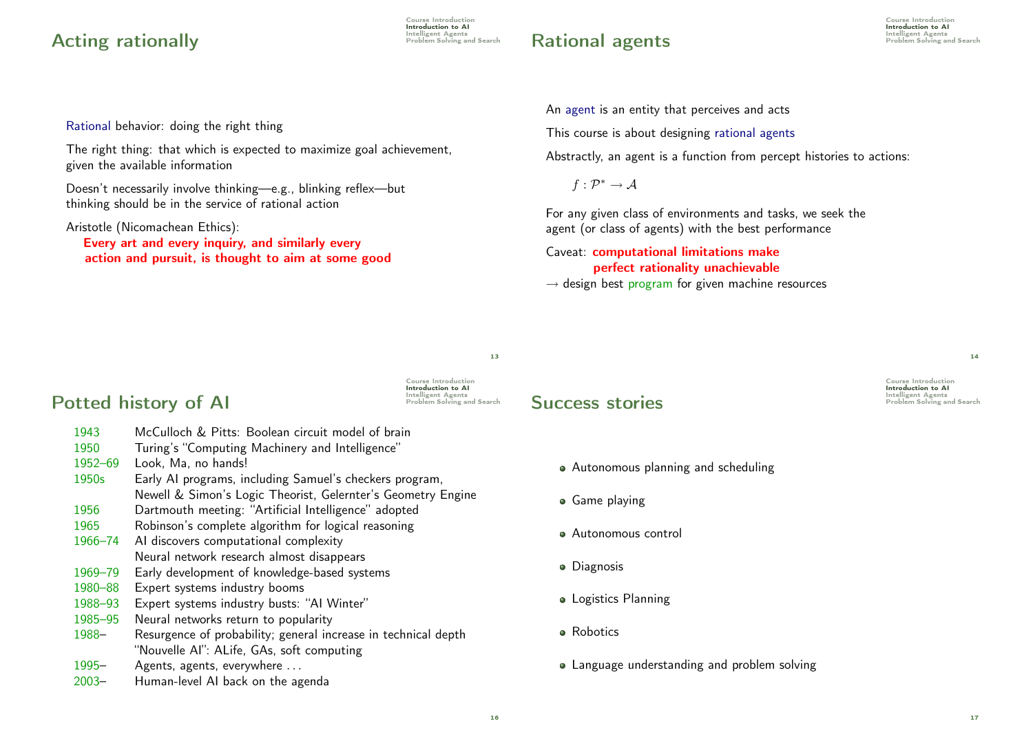## Acting rationally

Rational behavior: doing the right thing

The right thing: that which is expected to maximize goal achievement, given the available information

Doesn't necessarily involve thinking—e.g., blinking reflex—but thinking should be in the service of rational action

Aristotle (Nicomachean Ethics):

**Every art and every inquiry, and similarly every action and pursuit, is thought to aim at some good**

## Rational agents

An agent is an entity that perceives and acts

This course is about designing rational agents

Abstractly, an agent is a function from percept histories to actions:

$$f : \mathcal{P}^* \rightarrow \mathcal{A}$$

For any given class of environments and tasks, we seek the agent (or class of agents) with the best performance

Caveat: **computational limitations make perfect rationality unachievable**

$\rightarrow$ design best program for given machine resources

## Potted history of AI

| | |
|---|---|
| 1943 | McCulloch & Pitts: Boolean circuit model of brain |
| 1950 | Turing's "Computing Machinery and Intelligence" |
| 1952–69 | Look, Ma, no hands! |
| 1950s | Early AI programs, including Samuel's checkers program, Newell & Simon's Logic Theorist, Gelernter's Geometry Engine |
| 1956 | Dartmouth meeting: "Artificial Intelligence" adopted |
| 1965 | Robinson's complete algorithm for logical reasoning |
| 1966–74 | AI discovers computational complexity; Neural network research almost disappears |
| 1969–79 | Early development of knowledge-based systems |
| 1980–88 | Expert systems industry booms |
| 1988–93 | Expert systems industry busts: "AI Winter" |
| 1985–95 | Neural networks return to popularity |
| 1988– | Resurgence of probability; general increase in technical depth; "Nouvelle AI": ALife, GAs, soft computing |
| 1995– | Agents, agents, everywhere ... |
| 2003– | Human-level AI back on the agenda |

## Success stories

- Autonomous planning and scheduling
- Game playing
- Autonomous control
- Diagnosis
- Logistics Planning
- Robotics
- Language understanding and problem solving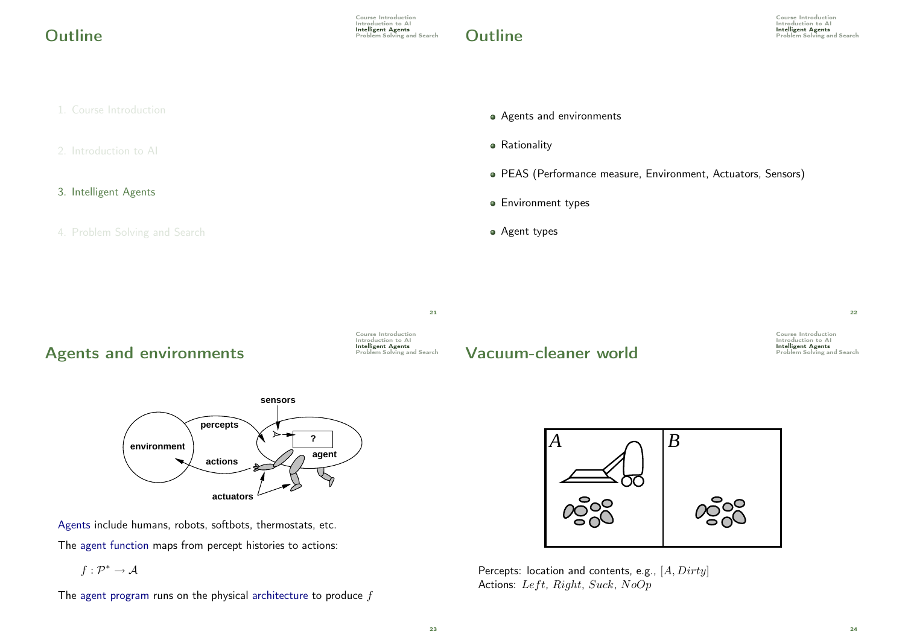## Outline

1. Course Introduction
2. Introduction to AI
3. Intelligent Agents
4. Problem Solving and Search

## Outline

- Agents and environments
- Rationality
- PEAS (Performance measure, Environment, Actuators, Sensors)
- Environment types
- Agent types

## Agents and environments

Agents include humans, robots, softbots, thermostats, etc.

The agent function maps from percept histories to actions:

$$f : \mathcal{P}^* \rightarrow \mathcal{A}$$

The agent program runs on the physical architecture to produce $f$

## Vacuum-cleaner world

Percepts: location and contents, e.g., $[A, Dirty]$
Actions: $Left$, $Right$, $Suck$, $NoOp$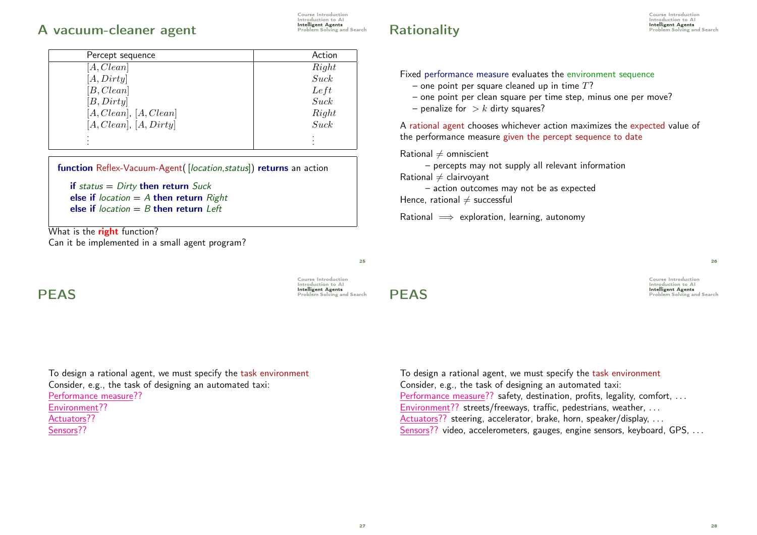## A vacuum-cleaner agent

| Percept sequence | Action |
|---|---|
| $[A, Clean]$ | $Right$ |
| $[A, Dirty]$ | $Suck$ |
| $[B, Clean]$ | $Left$ |
| $[B, Dirty]$ | $Suck$ |
| $[A, Clean]$, $[A, Clean]$ | $Right$ |
| $[A, Clean]$, $[A, Dirty]$ | $Suck$ |
| ⋮ | ⋮ |

```
function Reflex-Vacuum-Agent( [location,status]) returns an action

    if status = Dirty then return Suck
    else if location = A then return Right
    else if location = B then return Left
```

What is the **right** function?
Can it be implemented in a small agent program?

## Rationality

Fixed performance measure evaluates the environment sequence
- one point per square cleaned up in time $T$?
- one point per clean square per time step, minus one per move?
- penalize for $> k$ dirty squares?

A rational agent chooses whichever action maximizes the expected value of the performance measure given the percept sequence to date

Rational $\neq$ omniscient
- percepts may not supply all relevant information

Rational $\neq$ clairvoyant
- action outcomes may not be as expected

Hence, rational $\neq$ successful

Rational $\implies$ exploration, learning, autonomy

## PEAS

To design a rational agent, we must specify the task environment
Consider, e.g., the task of designing an automated taxi:
Performance measure??
Environment??
Actuators??
Sensors??

## PEAS

To design a rational agent, we must specify the task environment
Consider, e.g., the task of designing an automated taxi:
Performance measure?? safety, destination, profits, legality, comfort, ...
Environment?? streets/freeways, traffic, pedestrians, weather, ...
Actuators?? steering, accelerator, brake, horn, speaker/display, ...
Sensors?? video, accelerometers, gauges, engine sensors, keyboard, GPS, ...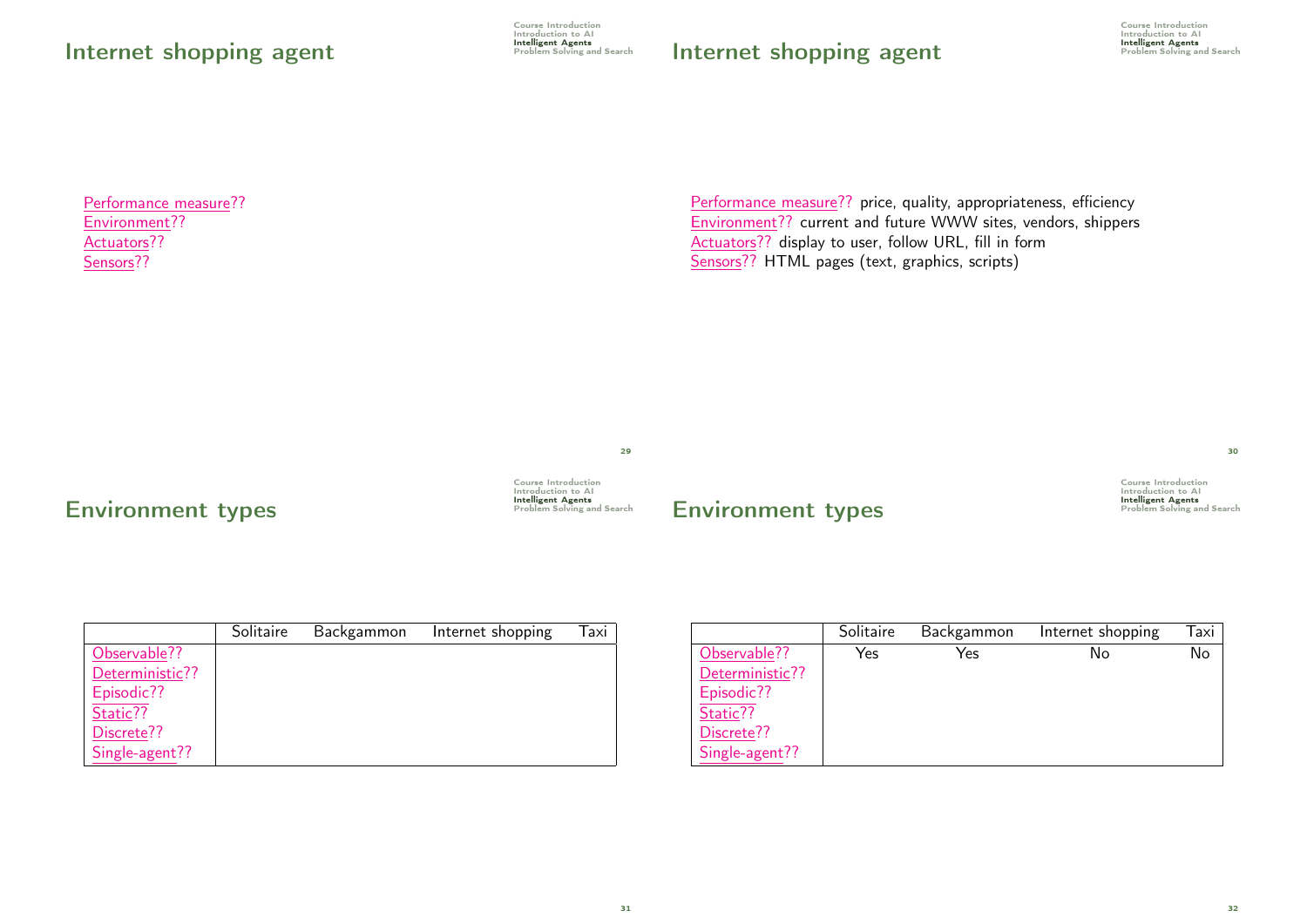## Internet shopping agent

Performance measure??
Environment??
Actuators??
Sensors??

## Internet shopping agent

Performance measure?? price, quality, appropriateness, efficiency
Environment?? current and future WWW sites, vendors, shippers
Actuators?? display to user, follow URL, fill in form
Sensors?? HTML pages (text, graphics, scripts)

## Environment types

| | Solitaire | Backgammon | Internet shopping | Taxi |
|---|---|---|---|---|
| Observable?? | | | | |
| Deterministic?? | | | | |
| Episodic?? | | | | |
| Static?? | | | | |
| Discrete?? | | | | |
| Single-agent?? | | | | |

## Environment types

| | Solitaire | Backgammon | Internet shopping | Taxi |
|---|---|---|---|---|
| Observable?? | Yes | Yes | No | No |
| Deterministic?? | | | | |
| Episodic?? | | | | |
| Static?? | | | | |
| Discrete?? | | | | |
| Single-agent?? | | | | |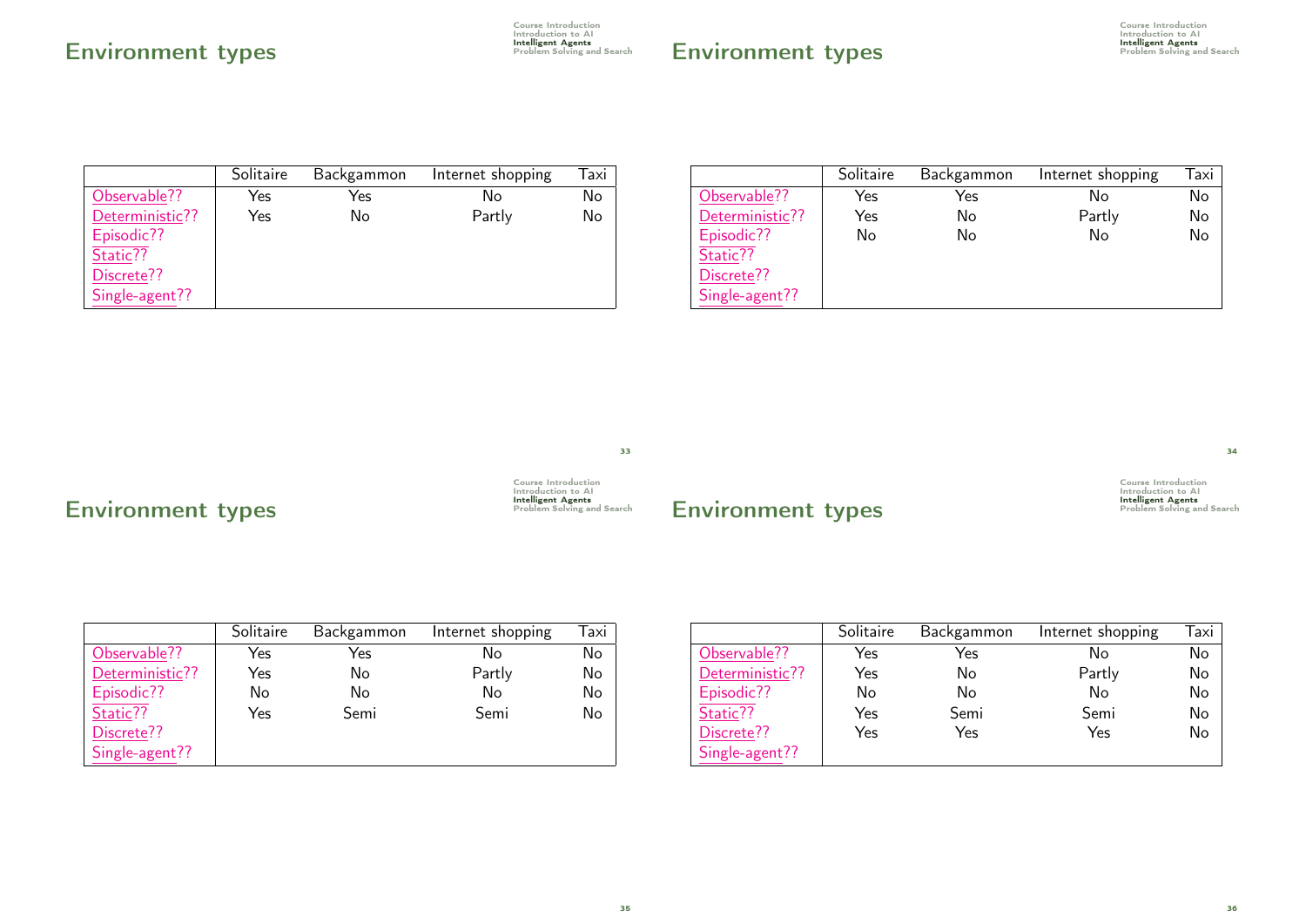## Environment types

| | Solitaire | Backgammon | Internet shopping | Taxi |
|---|---|---|---|---|
| Observable?? | Yes | Yes | No | No |
| Deterministic?? | Yes | No | Partly | No |
| Episodic?? | | | | |
| Static?? | | | | |
| Discrete?? | | | | |
| Single-agent?? | | | | |

## Environment types

| | Solitaire | Backgammon | Internet shopping | Taxi |
|---|---|---|---|---|
| Observable?? | Yes | Yes | No | No |
| Deterministic?? | Yes | No | Partly | No |
| Episodic?? | No | No | No | No |
| Static?? | | | | |
| Discrete?? | | | | |
| Single-agent?? | | | | |

## Environment types

| | Solitaire | Backgammon | Internet shopping | Taxi |
|---|---|---|---|---|
| Observable?? | Yes | Yes | No | No |
| Deterministic?? | Yes | No | Partly | No |
| Episodic?? | No | No | No | No |
| Static?? | Yes | Semi | Semi | No |
| Discrete?? | | | | |
| Single-agent?? | | | | |

## Environment types

| | Solitaire | Backgammon | Internet shopping | Taxi |
|---|---|---|---|---|
| Observable?? | Yes | Yes | No | No |
| Deterministic?? | Yes | No | Partly | No |
| Episodic?? | No | No | No | No |
| Static?? | Yes | Semi | Semi | No |
| Discrete?? | Yes | Yes | Yes | No |
| Single-agent?? | | | | |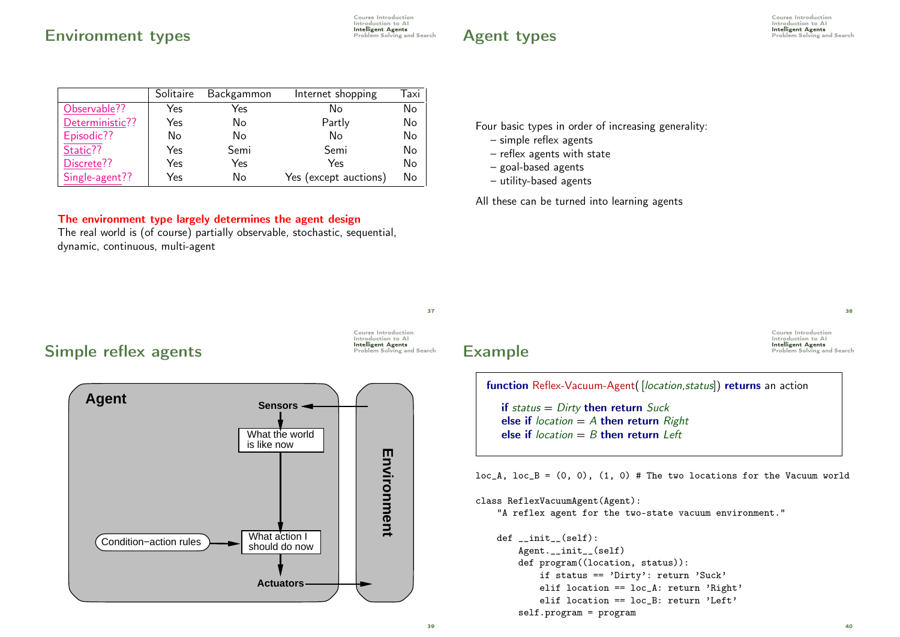## Environment types

| | Solitaire | Backgammon | Internet shopping | Taxi |
|---|---|---|---|---|
| Observable?? | Yes | Yes | No | No |
| Deterministic?? | Yes | No | Partly | No |
| Episodic?? | No | No | No | No |
| Static?? | Yes | Semi | Semi | No |
| Discrete?? | Yes | Yes | Yes | No |
| Single-agent?? | Yes | No | Yes (except auctions) | No |

**The environment type largely determines the agent design**

The real world is (of course) partially observable, stochastic, sequential, dynamic, continuous, multi-agent

## Agent types

Four basic types in order of increasing generality:

- simple reflex agents
- reflex agents with state
- goal-based agents
- utility-based agents

All these can be turned into learning agents

## Simple reflex agents

Agent

Sensors

What the world is like now

Condition−action rules

What action I should do now

Actuators

Environment

## Example

**function** Reflex-Vacuum-Agent( [*location*,*status*]) **returns** an action

**if** *status* = *Dirty* **then return** *Suck*
**else if** *location* = *A* **then return** *Right*
**else if** *location* = *B* **then return** *Left*

```
loc_A, loc_B = (0, 0), (1, 0) # The two locations for the Vacuum world

class ReflexVacuumAgent(Agent):
    "A reflex agent for the two-state vacuum environment."

    def __init__(self):
        Agent.__init__(self)
        def program((location, status)):
            if status == 'Dirty': return 'Suck'
            elif location == loc_A: return 'Right'
            elif location == loc_B: return 'Left'
        self.program = program
```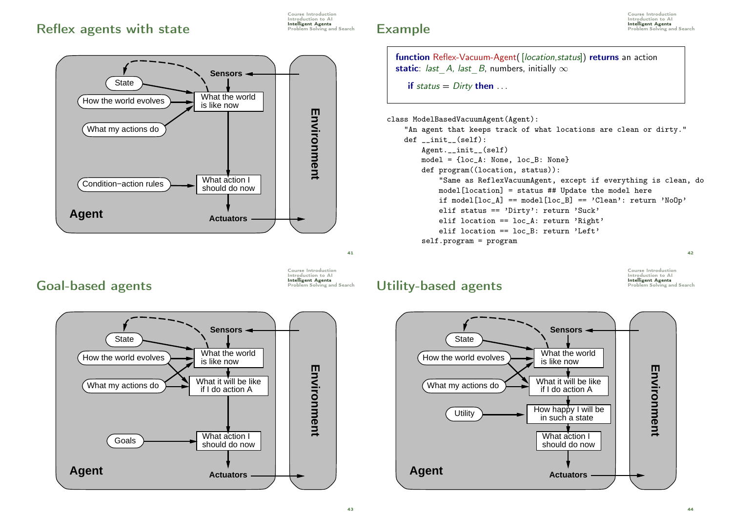## Reflex agents with state

Agent

Sensors

State

How the world evolves

What my actions do

What the world is like now

Condition−action rules

What action I should do now

Actuators

Environment

## Example

**function** Reflex-Vacuum-Agent( [*location*,*status*]) **returns** an action
**static**: *last_A*, *last_B*, numbers, initially $\infty$

**if** *status* = *Dirty* **then** . . .

```
class ModelBasedVacuumAgent(Agent):
    "An agent that keeps track of what locations are clean or dirty."
    def __init__(self):
        Agent.__init__(self)
        model = {loc_A: None, loc_B: None}
        def program((location, status)):
            "Same as ReflexVacuumAgent, except if everything is clean, do
            model[location] = status ## Update the model here
            if model[loc_A] == model[loc_B] == 'Clean': return 'NoOp'
            elif status == 'Dirty': return 'Suck'
            elif location == loc_A: return 'Right'
            elif location == loc_B: return 'Left'
        self.program = program
```

## Goal-based agents

Agent

Sensors

State

How the world evolves

What my actions do

What the world is like now

What it will be like if I do action A

Goals

What action I should do now

Actuators

Environment

## Utility-based agents

Agent

Sensors

State

How the world evolves

What my actions do

What the world is like now

What it will be like if I do action A

Utility

How happy I will be in such a state

What action I should do now

Actuators

Environment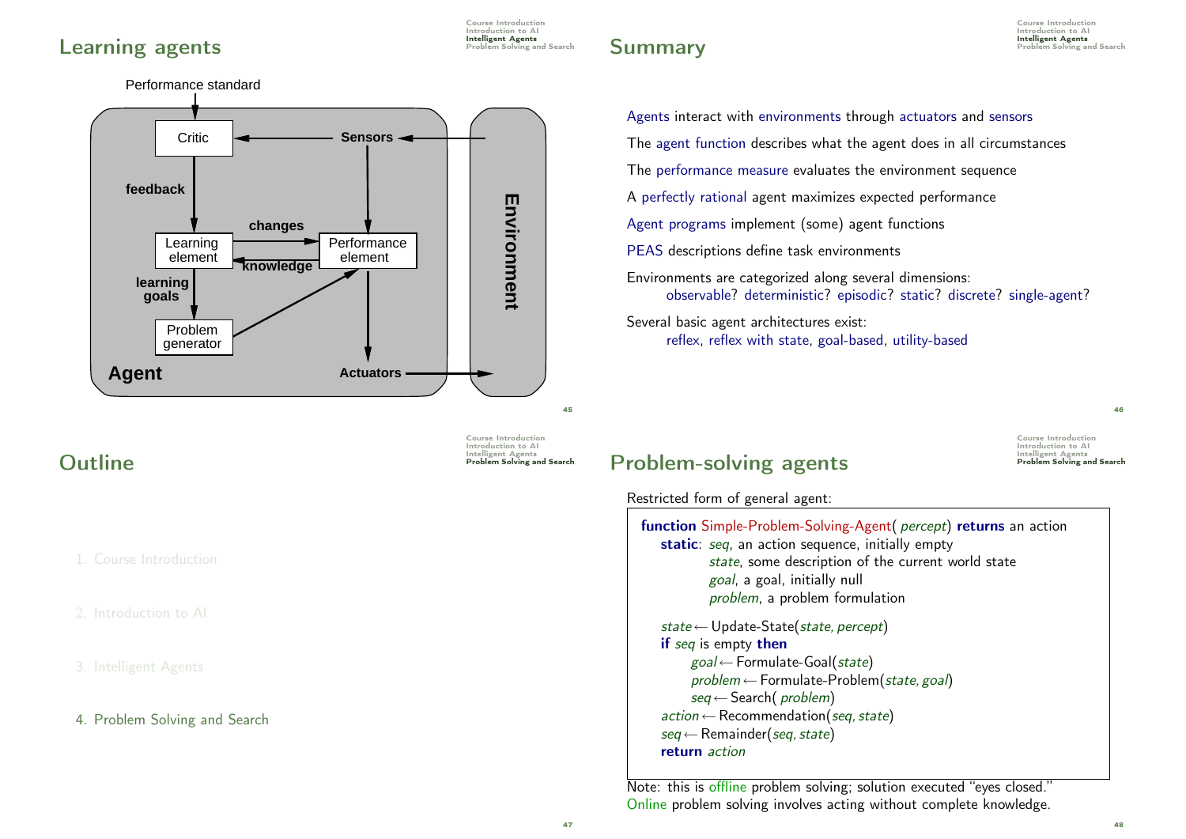## Learning agents

Performance standard

Critic — feedback — Learning element — changes / knowledge — Performance element — learning goals — Problem generator

Sensors — Actuators — Agent — Environment

## Summary

Agents interact with environments through actuators and sensors

The agent function describes what the agent does in all circumstances

The performance measure evaluates the environment sequence

A perfectly rational agent maximizes expected performance

Agent programs implement (some) agent functions

PEAS descriptions define task environments

Environments are categorized along several dimensions:
observable? deterministic? episodic? static? discrete? single-agent?

Several basic agent architectures exist:
reflex, reflex with state, goal-based, utility-based

## Outline

1. Course Introduction
2. Introduction to AI
3. Intelligent Agents
4. Problem Solving and Search

## Problem-solving agents

Restricted form of general agent:

```
function Simple-Problem-Solving-Agent( percept) returns an action
    static: seq, an action sequence, initially empty
            state, some description of the current world state
            goal, a goal, initially null
            problem, a problem formulation

    state ← Update-State(state, percept)
    if seq is empty then
        goal ← Formulate-Goal(state)
        problem ← Formulate-Problem(state, goal)
        seq ← Search( problem)
    action ← Recommendation(seq, state)
    seq ← Remainder(seq, state)
    return action
```

Note: this is offline problem solving; solution executed "eyes closed."
Online problem solving involves acting without complete knowledge.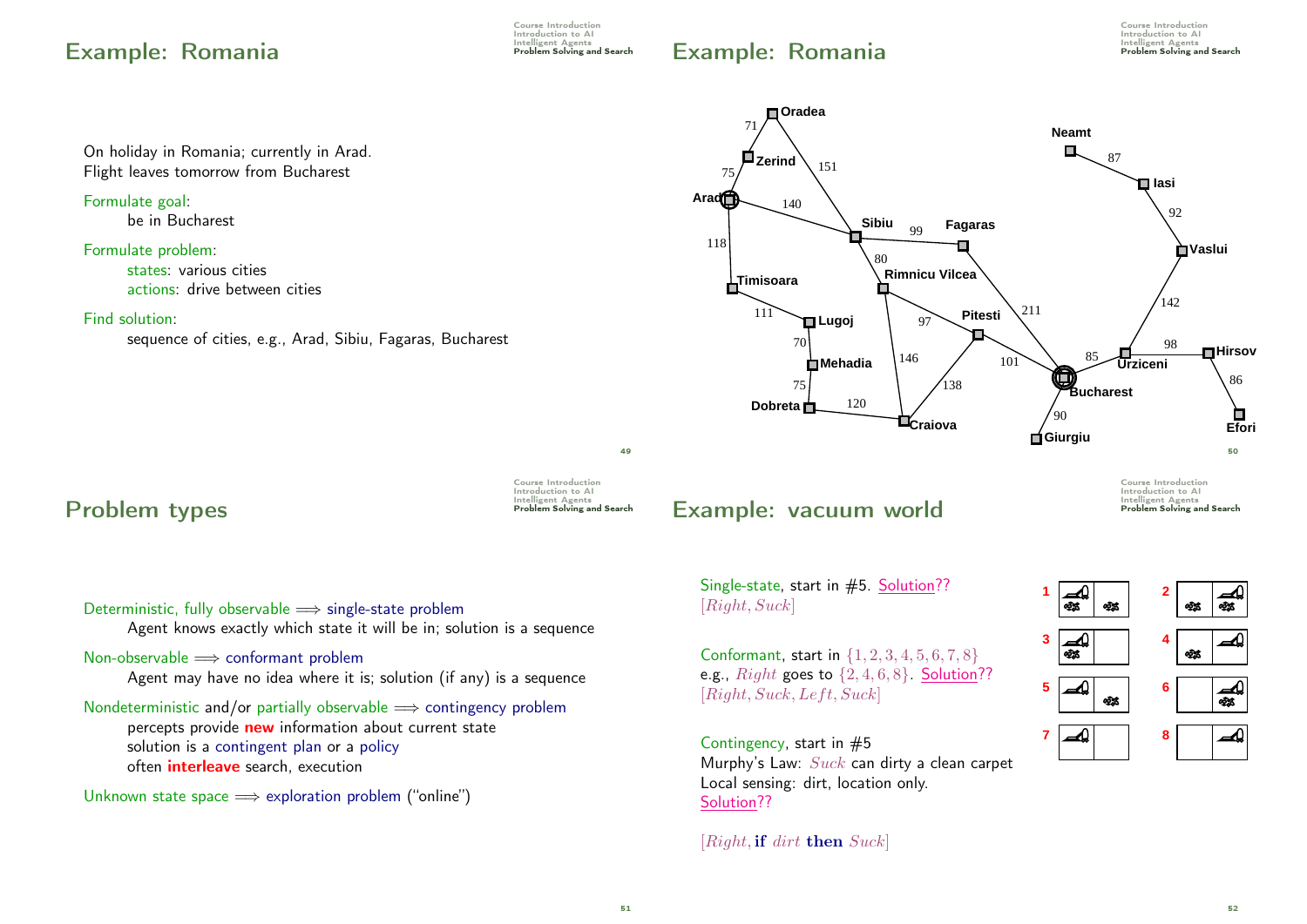## Example: Romania

On holiday in Romania; currently in Arad.
Flight leaves tomorrow from Bucharest

Formulate goal:
  be in Bucharest

Formulate problem:
  states: various cities
  actions: drive between cities

Find solution:
  sequence of cities, e.g., Arad, Sibiu, Fagaras, Bucharest

## Example: Romania

Oradea, Zerind, Arad, Timisoara, Lugoj, Mehadia, Dobreta, Sibiu, Fagaras, Rimnicu Vilcea, Pitesti, Craiova, Bucharest, Giurgiu, Urziceni, Hirsov, Efori, Vaslui, Iasi, Neamt

71, 75, 151, 140, 118, 111, 70, 75, 120, 99, 80, 97, 146, 138, 101, 211, 85, 90, 98, 86, 142, 92, 87

## Problem types

Deterministic, fully observable $\Longrightarrow$ single-state problem
  Agent knows exactly which state it will be in; solution is a sequence

Non-observable $\Longrightarrow$ conformant problem
  Agent may have no idea where it is; solution (if any) is a sequence

Nondeterministic and/or partially observable $\Longrightarrow$ contingency problem
  percepts provide **new** information about current state
  solution is a contingent plan or a policy
  often **interleave** search, execution

Unknown state space $\Longrightarrow$ exploration problem ("online")

## Example: vacuum world

Single-state, start in #5. Solution??
$[Right, Suck]$

Conformant, start in $\{1, 2, 3, 4, 5, 6, 7, 8\}$
e.g., $Right$ goes to $\{2, 4, 6, 8\}$. Solution??
$[Right, Suck, Left, Suck]$

Contingency, start in #5
Murphy's Law: $Suck$ can dirty a clean carpet
Local sensing: dirt, location only.
Solution??

$[Right, \textbf{if } dirt \textbf{ then } Suck]$

1 2 3 4 5 6 7 8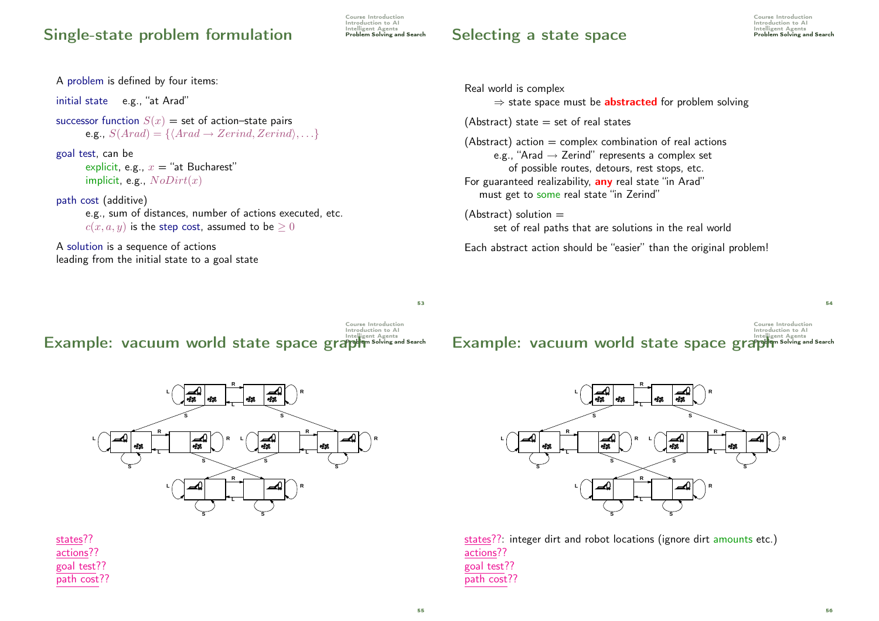# Single-state problem formulation

A problem is defined by four items:

initial state  e.g., "at Arad"

successor function $S(x)$ = set of action–state pairs
  e.g., $S(Arad) = \{\langle Arad \rightarrow Zerind, Zerind \rangle, \ldots\}$

goal test, can be
  explicit, e.g., $x$ = "at Bucharest"
  implicit, e.g., $NoDirt(x)$

path cost (additive)
  e.g., sum of distances, number of actions executed, etc.
  $c(x, a, y)$ is the step cost, assumed to be $\geq 0$

A solution is a sequence of actions
leading from the initial state to a goal state

# Selecting a state space

Real world is complex
  $\Rightarrow$ state space must be **abstracted** for problem solving

(Abstract) state = set of real states

(Abstract) action = complex combination of real actions
  e.g., "Arad $\rightarrow$ Zerind" represents a complex set
    of possible routes, detours, rest stops, etc.

For guaranteed realizability, **any** real state "in Arad"
  must get to some real state "in Zerind"

(Abstract) solution =
  set of real paths that are solutions in the real world

Each abstract action should be "easier" than the original problem!

# Example: vacuum world state space graph

states??
actions??
goal test??
path cost??

# Example: vacuum world state space graph

states??: integer dirt and robot locations (ignore dirt amounts etc.)
actions??
goal test??
path cost??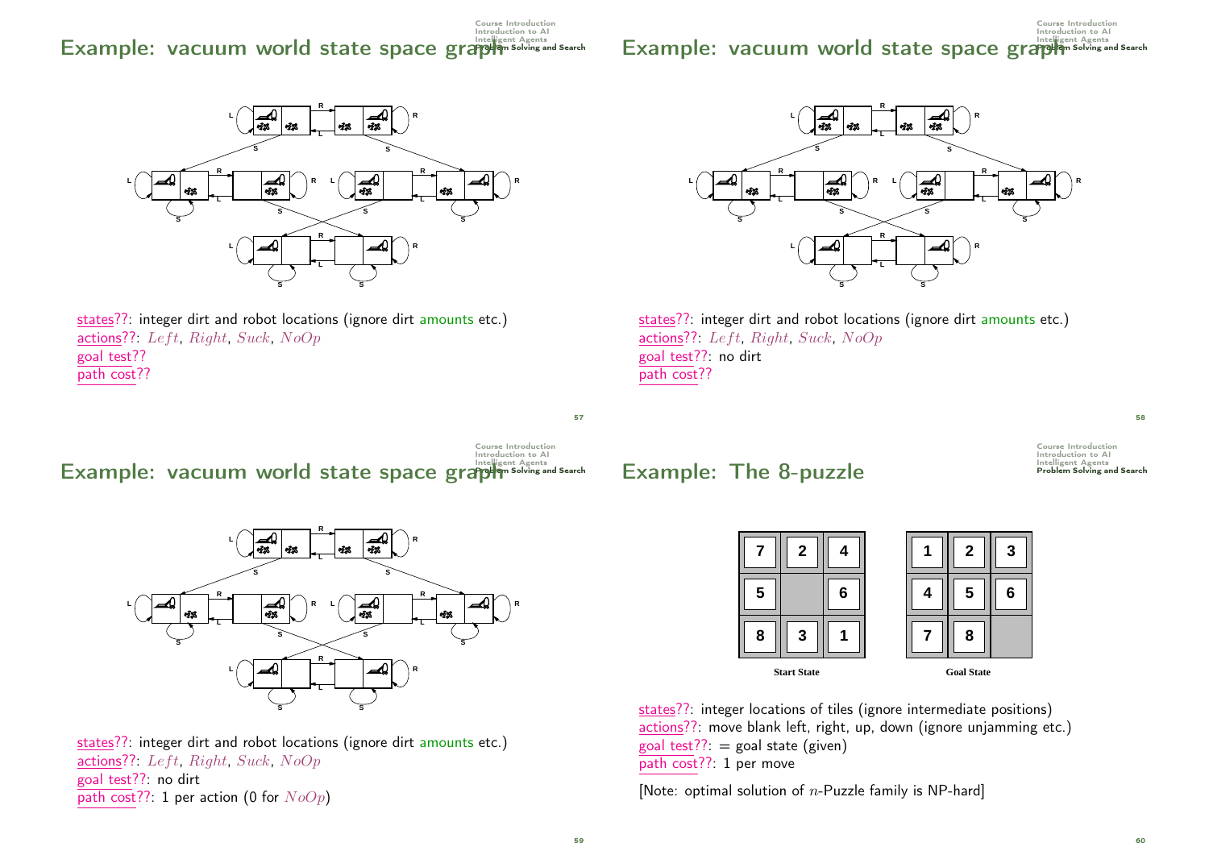## Example: vacuum world state space graph

states??: integer dirt and robot locations (ignore dirt amounts etc.)
actions??: $Left$, $Right$, $Suck$, $NoOp$
goal test??
path cost??

## Example: vacuum world state space graph

states??: integer dirt and robot locations (ignore dirt amounts etc.)
actions??: $Left$, $Right$, $Suck$, $NoOp$
goal test??: no dirt
path cost??

## Example: vacuum world state space graph

states??: integer dirt and robot locations (ignore dirt amounts etc.)
actions??: $Left$, $Right$, $Suck$, $NoOp$
goal test??: no dirt
path cost??: 1 per action (0 for $NoOp$)

## Example: The 8-puzzle

| 7 | 2 | 4 |
|---|---|---|
| 5 |   | 6 |
| 8 | 3 | 1 |

Start State

| 1 | 2 | 3 |
|---|---|---|
| 4 | 5 | 6 |
| 7 | 8 |   |

Goal State

states??: integer locations of tiles (ignore intermediate positions)
actions??: move blank left, right, up, down (ignore unjamming etc.)
goal test??: = goal state (given)
path cost??: 1 per move

[Note: optimal solution of $n$-Puzzle family is NP-hard]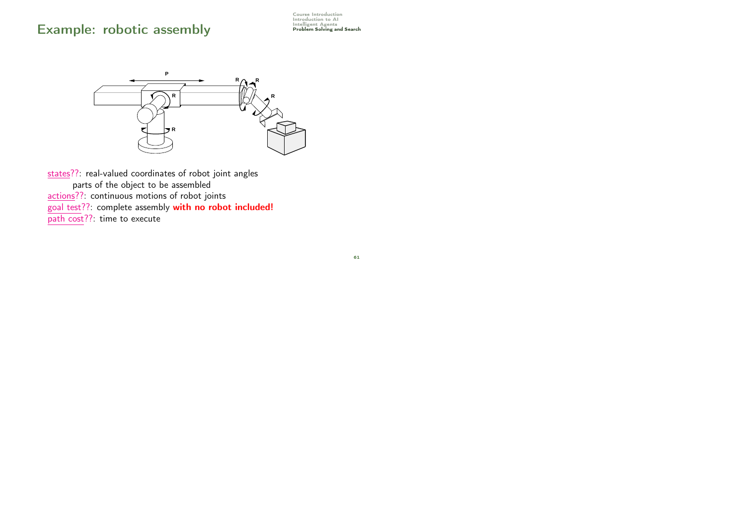# Example: robotic assembly

P

R

R R

R

R

states??: real-valued coordinates of robot joint angles
parts of the object to be assembled

actions??: continuous motions of robot joints

goal test??: complete assembly **with no robot included!**

path cost??: time to execute